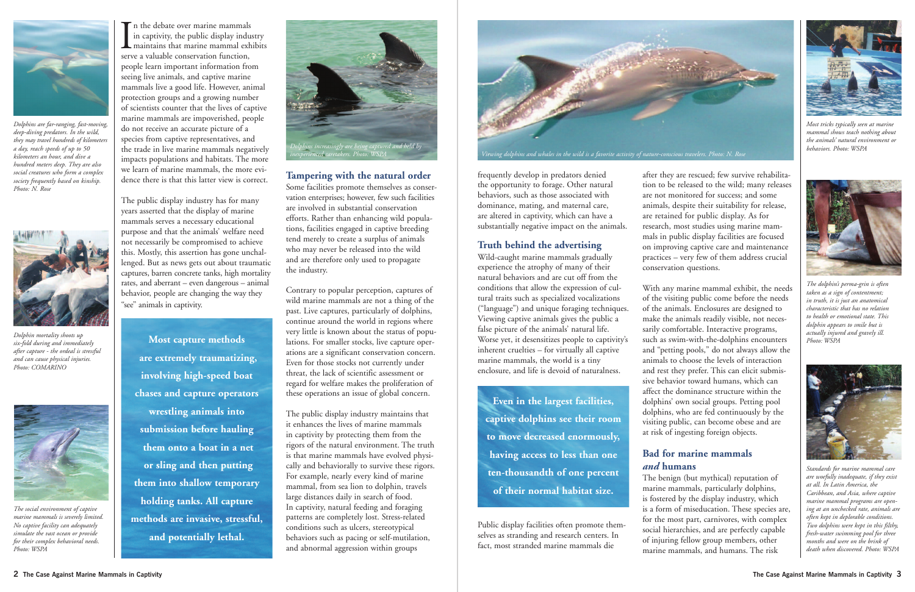In the debate over marine mammals in captivity, the public display industry maintains that marine mammal exhibits serve a valuable conservation function, people learn important information from seeing live animals, and captive marine mammals live a good life. However, animal protection groups and a growing number of scientists counter that the lives of captive marine mammals are impoverished, people do not receive an accurate picture of a species from captive representatives, and the trade in live marine mammals negatively impacts populations and habitats. The more we learn of marine mammals, the more evidence there is that this latter view is correct.

The public display industry has for many years asserted that the display of marine mammals serves a necessary educational purpose and that the animals' welfare need not necessarily be compromised to achieve this. Mostly, this assertion has gone unchallenged. But as news gets out about traumatic captures, barren concrete tanks, high mortality rates, and aberrant – even dangerous – animal behavior, people are changing the way they "see" animals in captivity.

*Dolphins are far-ranging, fast-moving, deep-diving predators. In the wild, they may travel hundreds of kilometers a day, reach speeds of up to 50 kilometers an hour, and dive a hundred meters deep. They are also social creatures who form a complex society frequently based on kinship. Photo: N. Rose*

*Dolphin mortality shoots up six-fold during and immediately after capture - the ordeal is stressful and can cause physical injuries. Photo: COMARINO*

*The social environment of captive marine mammals is severely limited. No captive facility can adequately simulate the vast ocean or provide for their complex behavioral needs. Photo: WSPA*

**Most capture methods are extremely traumatizing, involving high-speed boat chases and capture operators wrestling animals into submission before hauling them onto a boat in a net or sling and then putting them into shallow temporary holding tanks. All capture methods are invasive, stressful, and potentially lethal.**

*Dolphins increasingly are being captured and held by inexperienced caretakers. Photo: WSPA*

## Tampering with the natural order

Some facilities promote themselves as conservation enterprises; however, few such facilities are involved in substantial conservation efforts. Rather than enhancing wild populations, facilities engaged in captive breeding tend merely to create a surplus of animals who may never be released into the wild and are therefore only used to propagate the industry.

Contrary to popular perception, captures of wild marine mammals are not a thing of the past. Live captures, particularly of dolphins, continue around the world in regions where very little is known about the status of populations. For smaller stocks, live capture operations are a significant conservation concern. Even for those stocks not currently under threat, the lack of scientific assessment or regard for welfare makes the proliferation of these operations an issue of global concern.

The public display industry maintains that it enhances the lives of marine mammals in captivity by protecting them from the rigors of the natural environment. The truth is that marine mammals have evolved physically and behaviorally to survive these rigors. For example, nearly every kind of marine mammal, from sea lion to dolphin, travels large distances daily in search of food. In captivity, natural feeding and foraging patterns are completely lost. Stress-related conditions such as ulcers, stereotypical behaviors such as pacing or self-mutilation, and abnormal aggression within groups frequently develop in predators denied the opportunity to forage. Other natural behaviors, such as those associated with dominance, mating, and maternal care, are altered in captivity, which can have a substantially negative impact on the animals.

*Viewing dolphins and whales in the wild is a favorite activity of nature-conscious travelers. Photo: N. Rose*

## Truth behind the advertising

Wild-caught marine mammals gradually experience the atrophy of many of their natural behaviors and are cut off from the conditions that allow the expression of cultural traits such as specialized vocalizations ("language") and unique foraging techniques. Viewing captive animals gives the public a false picture of the animals' natural life. Worse yet, it desensitizes people to captivity's inherent cruelties – for virtually all captive marine mammals, the world is a tiny enclosure, and life is devoid of naturalness.

**Even in the largest facilities, captive dolphins see their room to move decreased enormously, having access to less than one ten-thousandth of one percent of their normal habitat size.**

Public display facilities often promote themselves as stranding and research centers. In fact, most stranded marine mammals die after they are rescued; few survive rehabilitation to be released to the wild; many releases are not monitored for success; and some animals, despite their suitability for release, are retained for public display. As for research, most studies using marine mammals in public display facilities are focused on improving captive care and maintenance practices – very few of them address crucial conservation questions.

With any marine mammal exhibit, the needs of the visiting public come before the needs of the animals. Enclosures are designed to make the animals readily visible, not necessarily comfortable. Interactive programs, such as swim-with-the-dolphins encounters and "petting pools," do not always allow the animals to choose the levels of interaction and rest they prefer. This can elicit submissive behavior toward humans, which can affect the dominance structure within the dolphins' own social groups. Petting pool dolphins, who are fed continuously by the visiting public, can become obese and are at risk of ingesting foreign objects.

## Bad for marine mammals *and* humans

The benign (but mythical) reputation of marine mammals, particularly dolphins, is fostered by the display industry, which is a form of miseducation. These species are, for the most part, carnivores, with complex social hierarchies, and are perfectly capable of injuring fellow group members, other marine mammals, and humans. The risk

*Most tricks typically seen at marine mammal shows teach nothing about the animals' natural environment or behaviors. Photo: WSPA*

*The dolphin's perma-grin is often taken as a sign of contentment; in truth, it is just an anatomical characteristic that has no relation to health or emotional state. This dolphin appears to smile but is actually injured and gravely ill. Photo: WSPA*

*Standards for marine mammal care are woefully inadequate, if they exist at all. In Latin America, the Caribbean, and Asia, where captive marine mammal programs are opening at an unchecked rate, animals are often kept in deplorable conditions. Two dolphins were kept in this filthy, fresh-water swimming pool for three months and were on the brink of death when discovered. Photo: WSPA*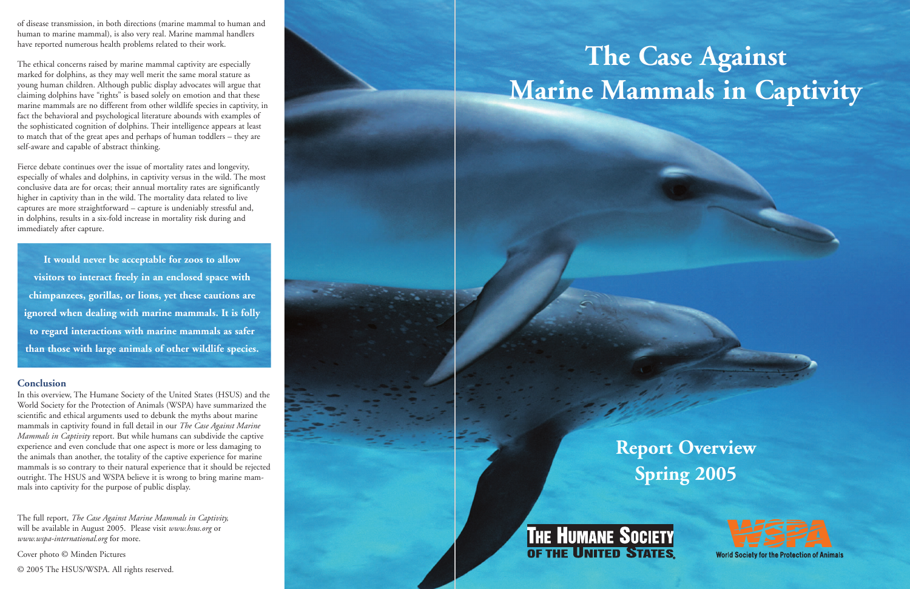of disease transmission, in both directions (marine mammal to human and human to marine mammal), is also very real. Marine mammal handlers have reported numerous health problems related to their work.

The ethical concerns raised by marine mammal captivity are especially marked for dolphins, as they may well merit the same moral stature as young human children. Although public display advocates will argue that claiming dolphins have "rights" is based solely on emotion and that these marine mammals are no different from other wildlife species in captivity, in fact the behavioral and psychological literature abounds with examples of the sophisticated cognition of dolphins. Their intelligence appears at least to match that of the great apes and perhaps of human toddlers – they are self-aware and capable of abstract thinking.

Fierce debate continues over the issue of mortality rates and longevity, especially of whales and dolphins, in captivity versus in the wild. The most conclusive data are for orcas; their annual mortality rates are significantly higher in captivity than in the wild. The mortality data related to live captures are more straightforward – capture is undeniably stressful and, in dolphins, results in a six-fold increase in mortality risk during and immediately after capture.

**It would never be acceptable for zoos to allow visitors to interact freely in an enclosed space with chimpanzees, gorillas, or lions, yet these cautions are ignored when dealing with marine mammals. It is folly to regard interactions with marine mammals as safer than those with large animals of other wildlife species.**

## Conclusion

In this overview, The Humane Society of the United States (HSUS) and the World Society for the Protection of Animals (WSPA) have summarized the scientific and ethical arguments used to debunk the myths about marine mammals in captivity found in full detail in our *The Case Against Marine Mammals in Captivity* report. But while humans can subdivide the captive experience and even conclude that one aspect is more or less damaging to the animals than another, the totality of the captive experience for marine mammals is so contrary to their natural experience that it should be rejected outright. The HSUS and WSPA believe it is wrong to bring marine mammals into captivity for the purpose of public display.

The full report, *The Case Against Marine Mammals in Captivity,* will be available in August 2005. Please visit *www.hsus.org* or *www.wspa-international.org* for more.

Cover photo © Minden Pictures

© 2005 The HSUS/WSPA. All rights reserved.

# The Case Against Marine Mammals in Captivity

## Report Overview
## Spring 2005

THE HUMANE SOCIETY OF THE UNITED STATES

WSPA
World Society for the Protection of Animals